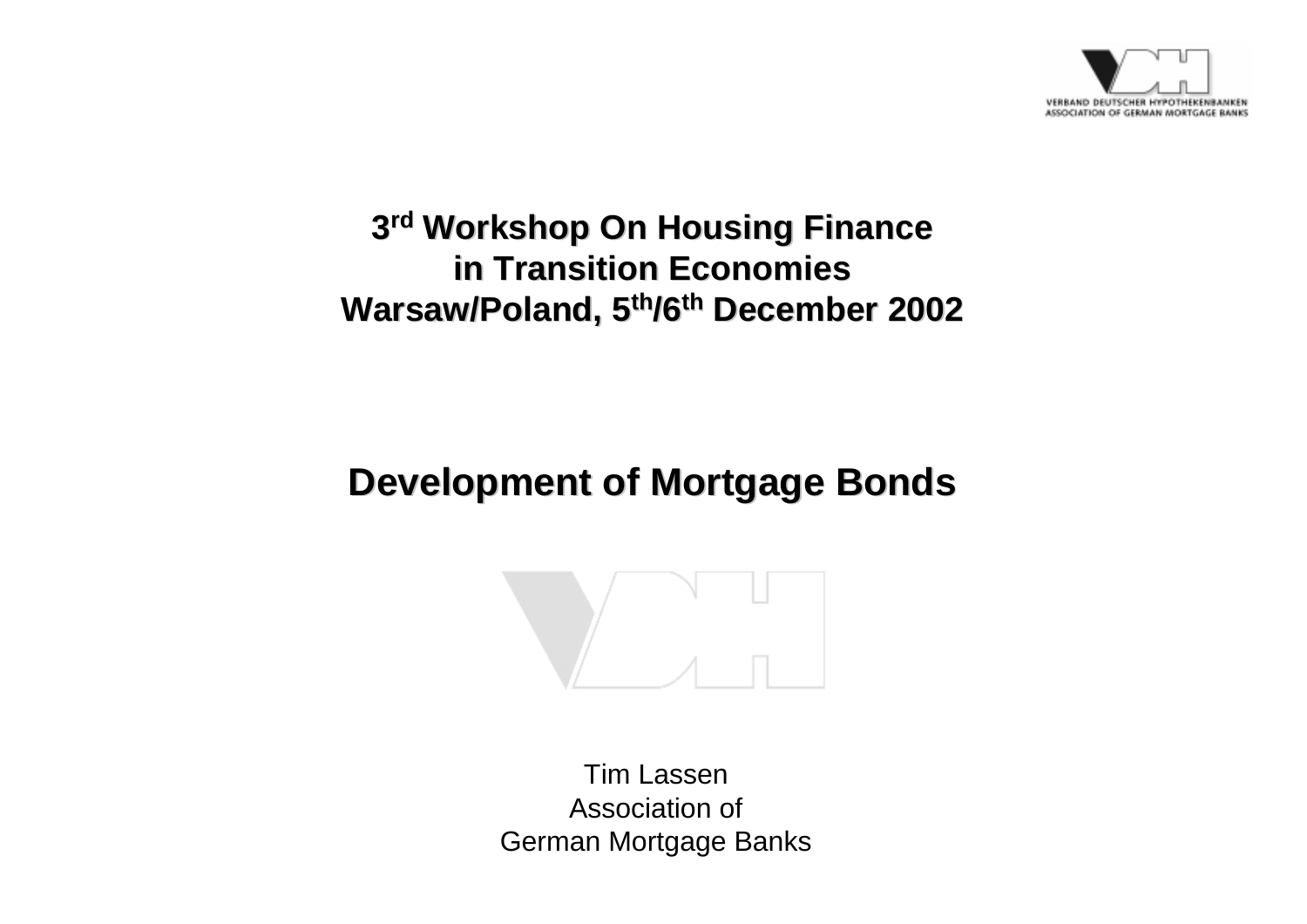# 3rd Workshop On Housing Finance in Transition Economies Warsaw/Poland, 5th/6th December 2002

## Development of Mortgage Bonds

Tim Lassen
Association of
German Mortgage Banks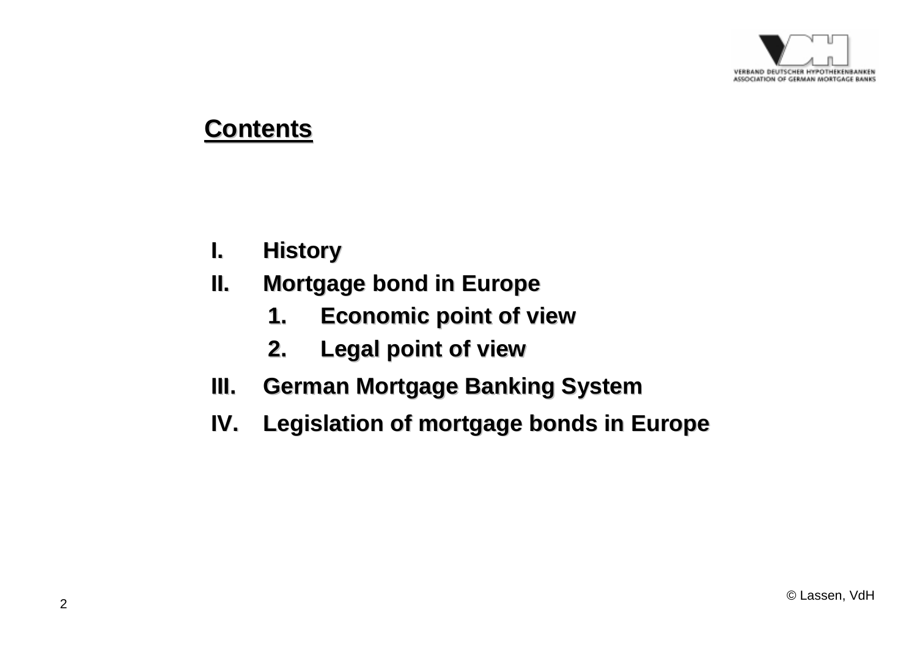## Contents

- I. History
- II. Mortgage bond in Europe
  1. Economic point of view
  2. Legal point of view
- III. German Mortgage Banking System
- IV. Legislation of mortgage bonds in Europe

© Lassen, VdH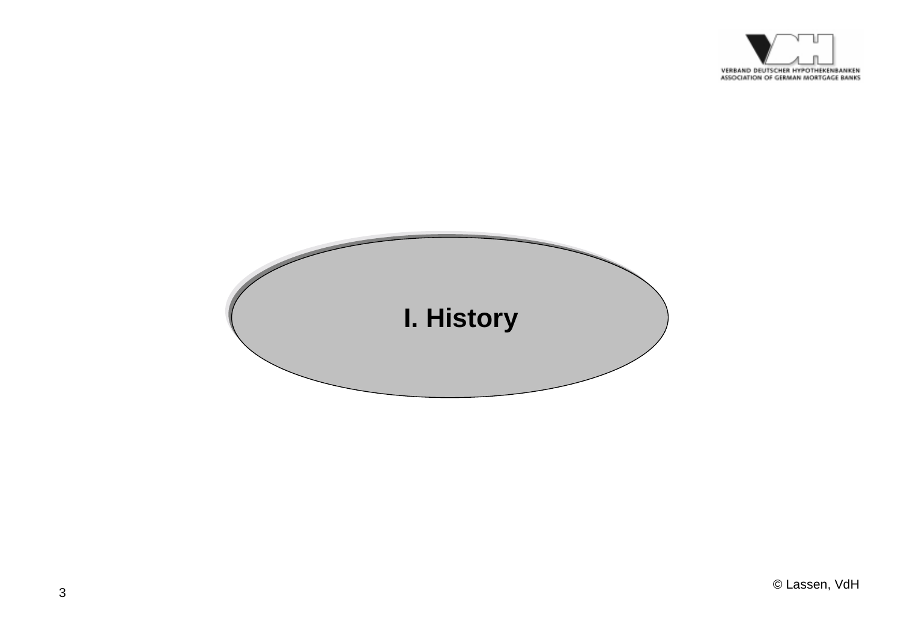# I. History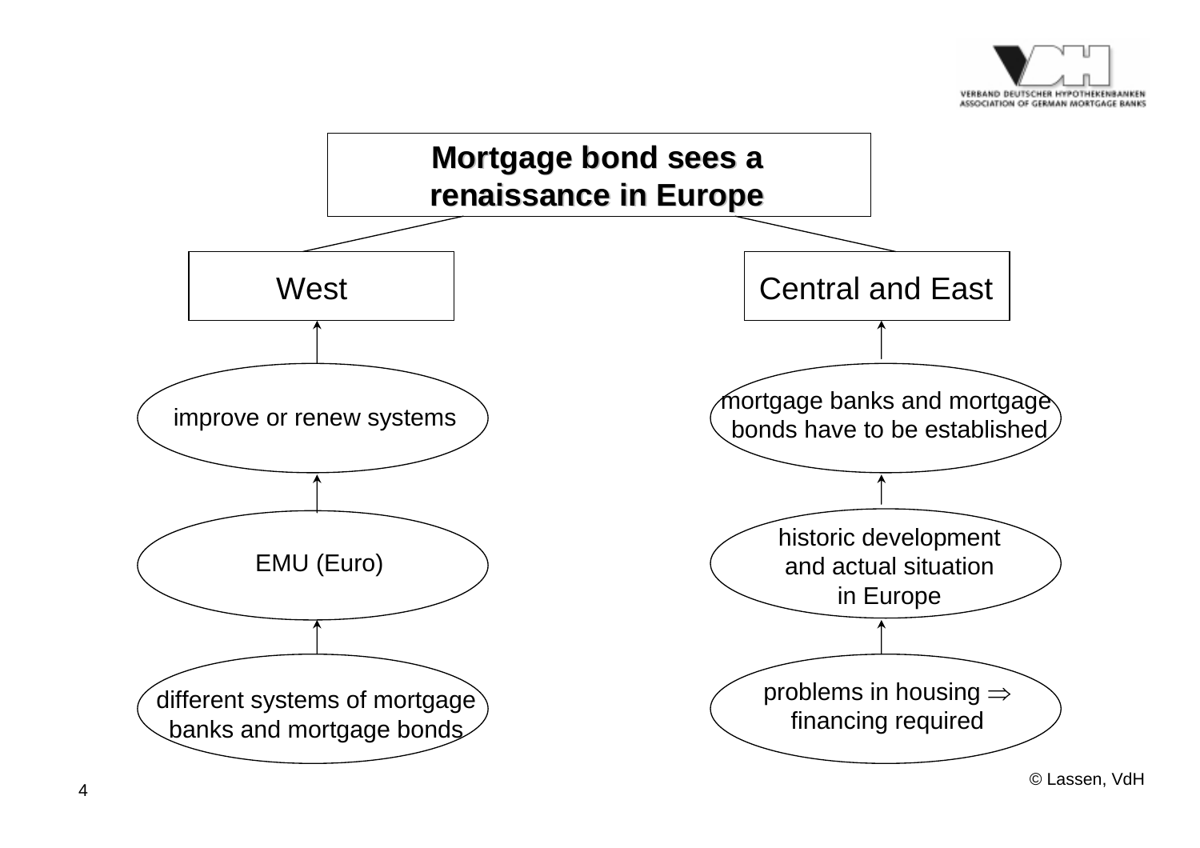# Mortgage bond sees a renaissance in Europe

## West

- improve or renew systems
- EMU (Euro)
- different systems of mortgage banks and mortgage bonds

## Central and East

- mortgage banks and mortgage bonds have to be established
- historic development and actual situation in Europe
- problems in housing $\Rightarrow$ financing required

© Lassen, VdH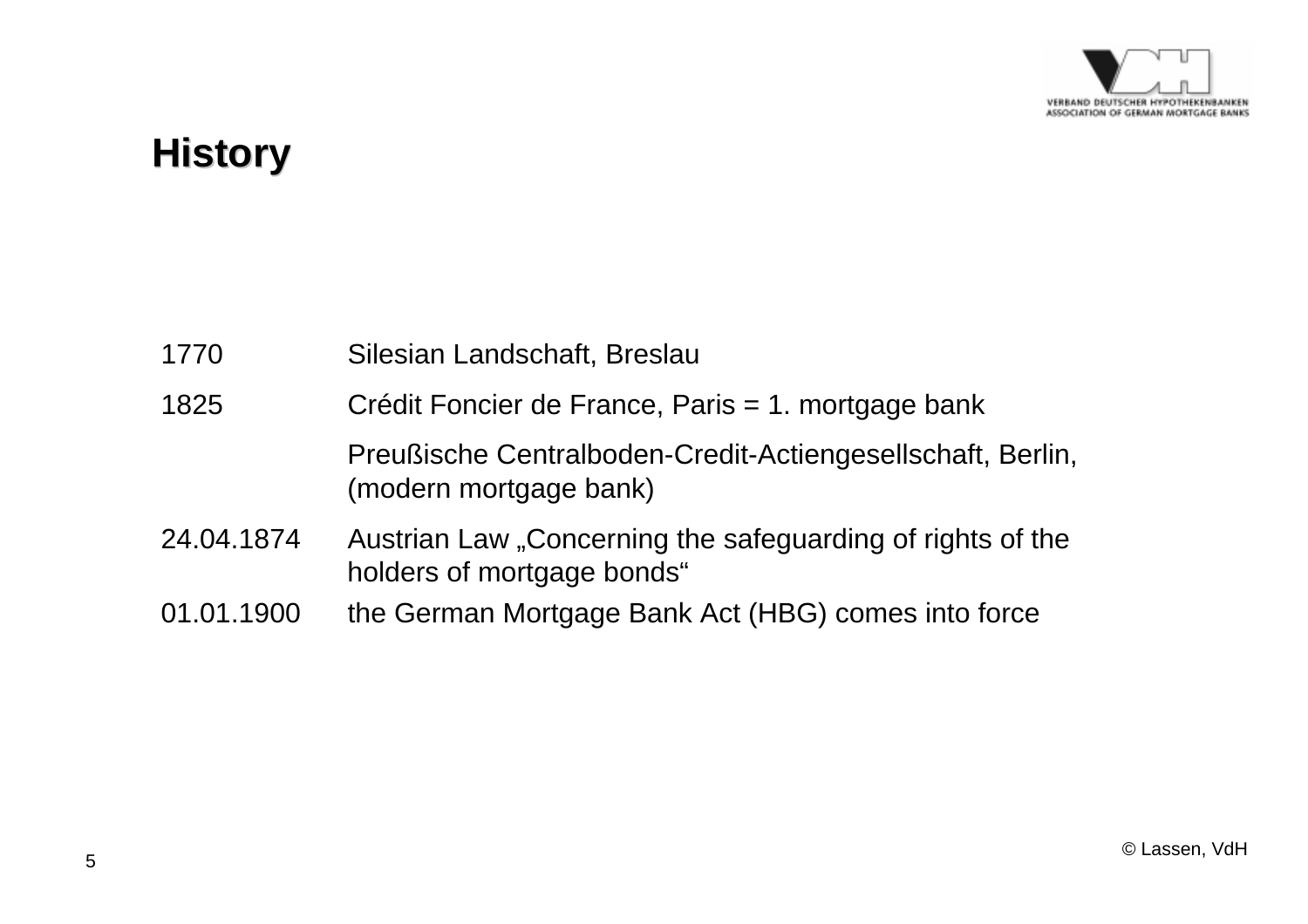## History

| | |
|---|---|
| 1770 | Silesian Landschaft, Breslau |
| 1825 | Crédit Foncier de France, Paris = 1. mortgage bank |
| | Preußische Centralboden-Credit-Actiengesellschaft, Berlin, (modern mortgage bank) |
| 24.04.1874 | Austrian Law „Concerning the safeguarding of rights of the holders of mortgage bonds“ |
| 01.01.1900 | the German Mortgage Bank Act (HBG) comes into force |

© Lassen, VdH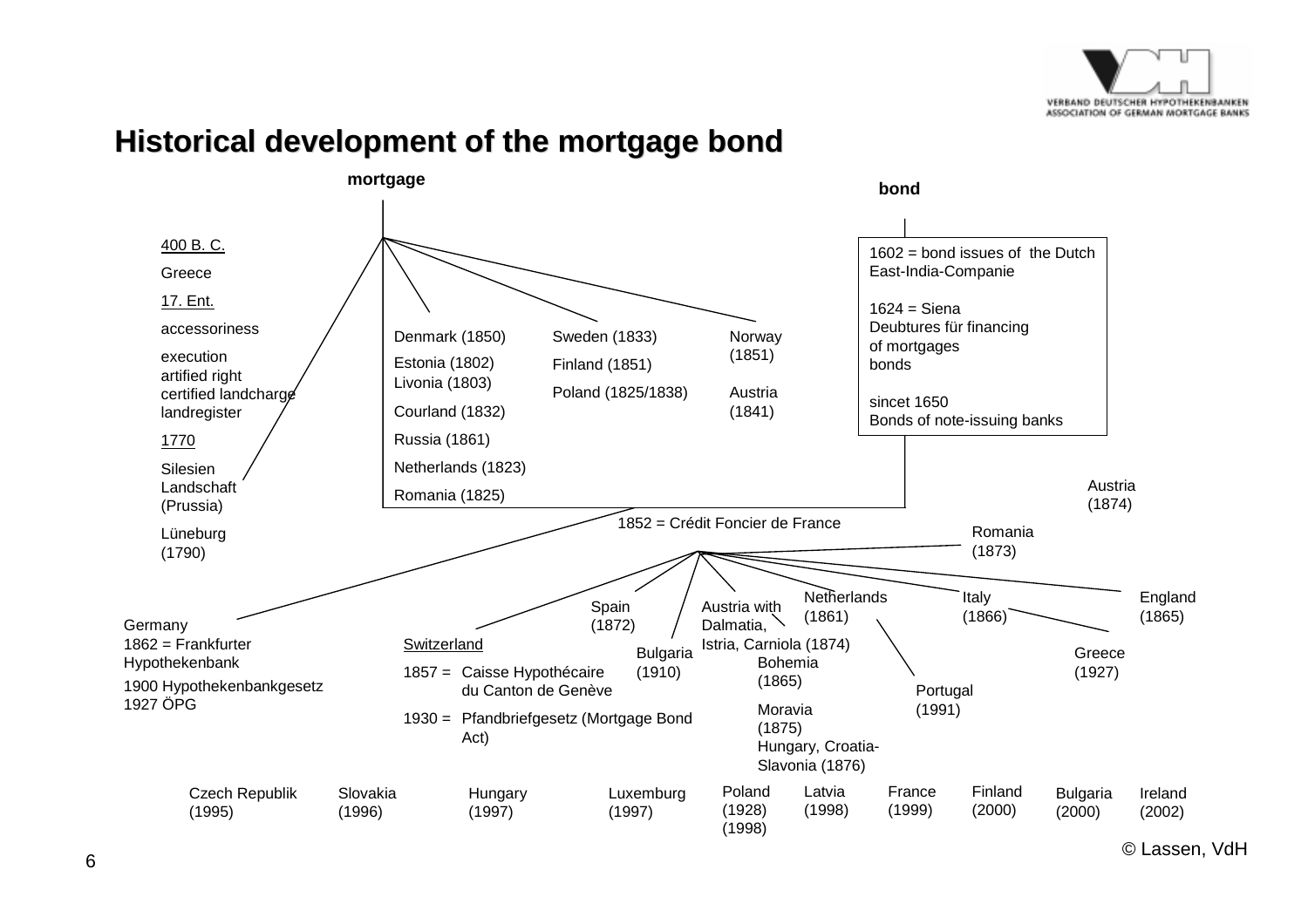# Historical development of the mortgage bond

**mortgage**

**bond**

400 B. C.

Greece

17. Ent.

accessoriness

execution
artified right
certified landcharge
landregister

1770

Silesien
Landschaft
(Prussia)

Lüneburg
(1790)

Denmark (1850)

Estonia (1802)
Livonia (1803)

Courland (1832)

Russia (1861)

Netherlands (1823)

Romania (1825)

Sweden (1833)

Finland (1851)

Poland (1825/1838)

Norway
(1851)

Austria
(1841)

1602 = bond issues of the Dutch East-India-Companie

1624 = Siena
Deubtures für financing of mortgages bonds

sincet 1650
Bonds of note-issuing banks

1852 = Crédit Foncier de France

Austria
(1874)

Romania
(1873)

Germany
1862 = Frankfurter Hypothekenbank

1900 Hypothekenbankgesetz
1927 ÖPG

Switzerland

1857 = Caisse Hypothécaire du Canton de Genève

1930 = Pfandbriefgesetz (Mortgage Bond Act)

Spain
(1872)

Bulgaria
(1910)

Austria with Dalmatia, Istria, Carniola (1874)

Bohemia
(1865)

Moravia
(1875)

Hungary, Croatia-Slavonia (1876)

Netherlands
(1861)

Portugal
(1991)

Italy
(1866)

England
(1865)

Greece
(1927)

Czech Republik (1995)

Slovakia (1996)

Hungary (1997)

Luxemburg (1997)

Poland (1928) (1998)

Latvia (1998)

France (1999)

Finland (2000)

Bulgaria (2000)

Ireland (2002)

© Lassen, VdH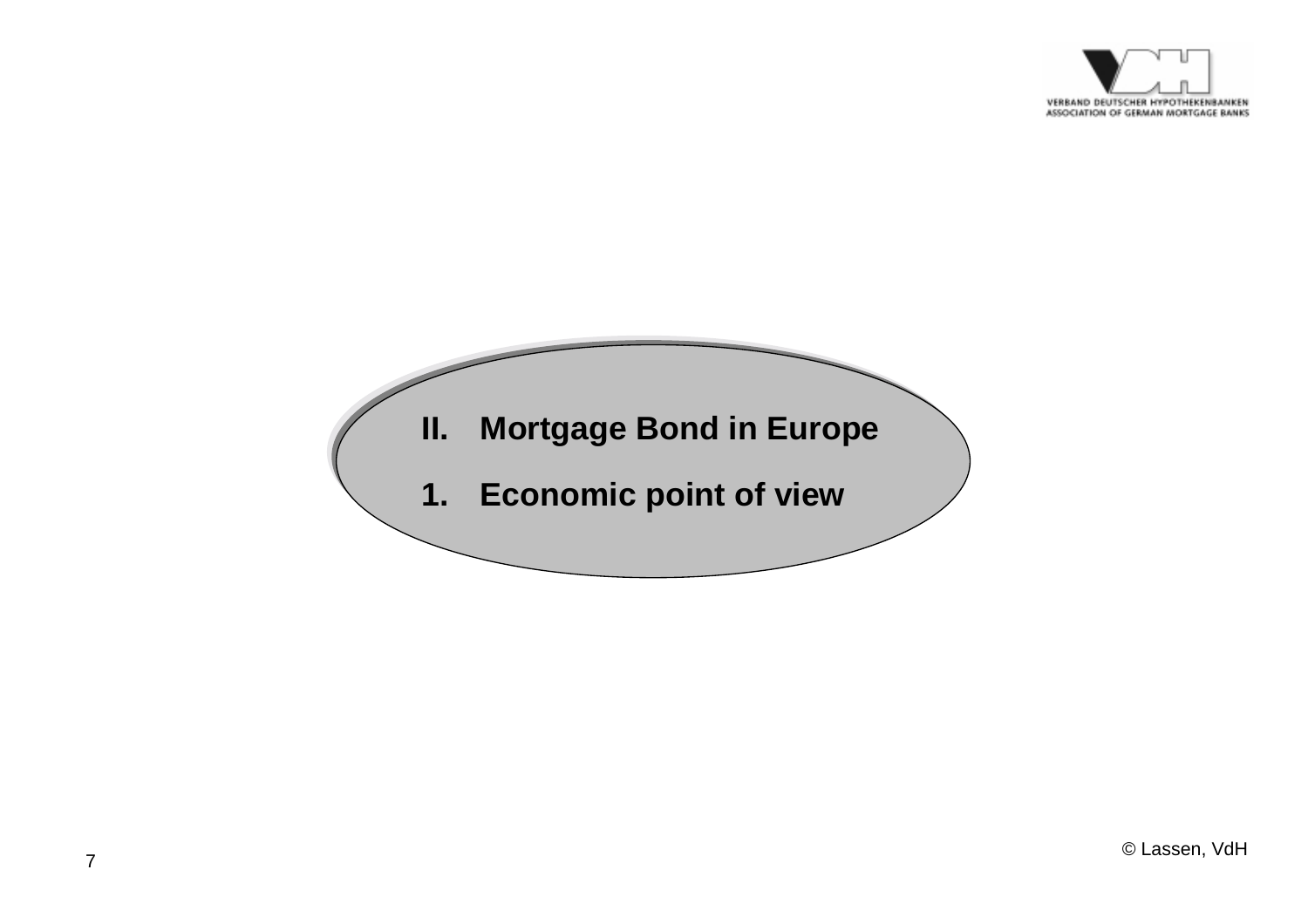## II. Mortgage Bond in Europe

### 1. Economic point of view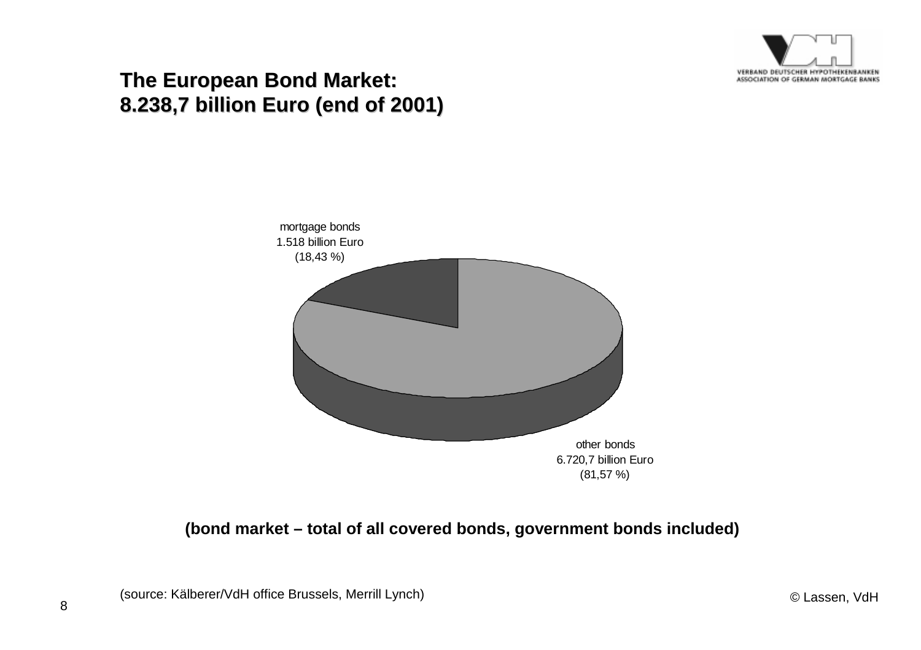# The European Bond Market: 8.238,7 billion Euro (end of 2001)

mortgage bonds
1.518 billion Euro
(18,43 %)

other bonds
6.720,7 billion Euro
(81,57 %)

**(bond market – total of all covered bonds, government bonds included)**

(source: Kälberer/VdH office Brussels, Merrill Lynch)

© Lassen, VdH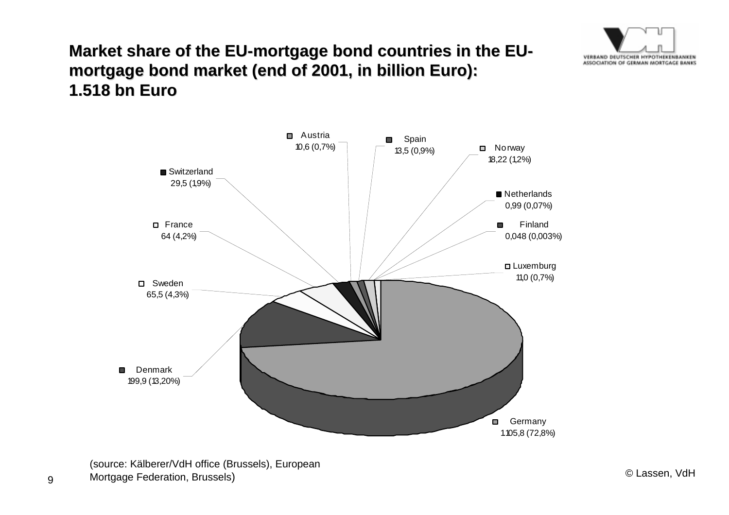## Market share of the EU-mortgage bond countries in the EU-mortgage bond market (end of 2001, in billion Euro): 1.518 bn Euro

Austria 10,6 (0,7%)

Spain 13,5 (0,9%)

Norway 18,22 (1,2%)

Switzerland 29,5 (1,9%)

Netherlands 0,99 (0,07%)

France 64 (4,2%)

Finland 0,048 (0,003%)

Luxemburg 11,0 (0,7%)

Sweden 65,5 (4,3%)

Denmark 199,9 (13,20%)

Germany 1.105,8 (72,8%)

(source: Kälberer/VdH office (Brussels), European Mortgage Federation, Brussels)

© Lassen, VdH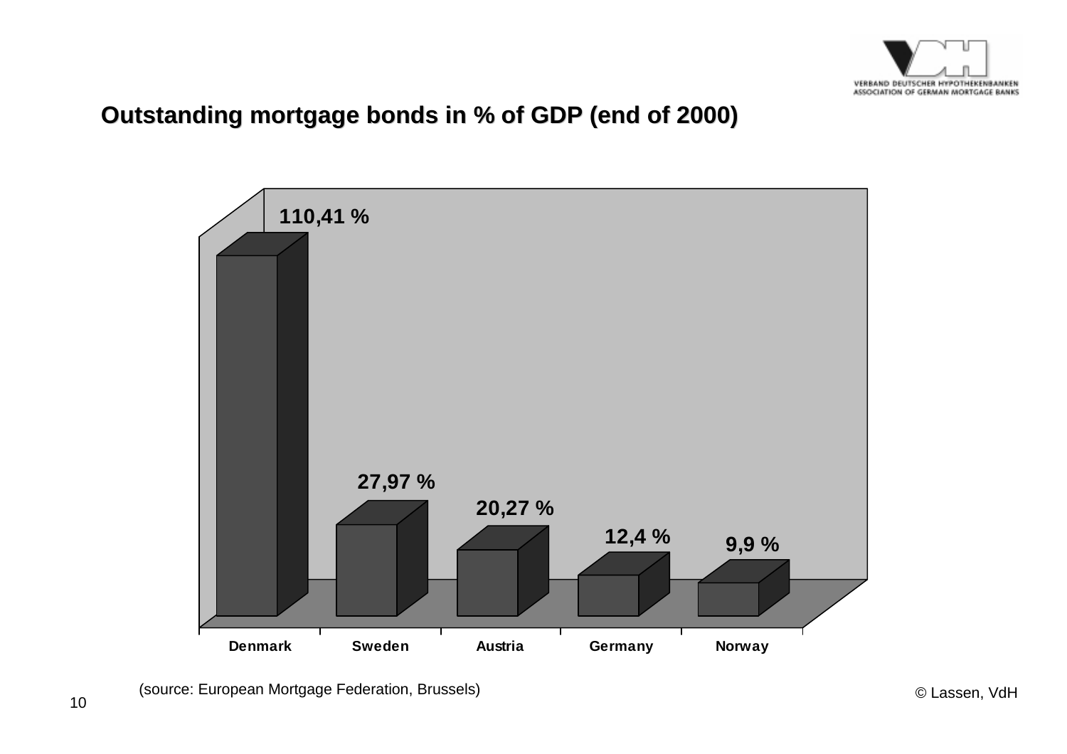## Outstanding mortgage bonds in % of GDP (end of 2000)

| Country | Outstanding mortgage bonds in % of GDP |
| --- | --- |
| Denmark | 110,41 % |
| Sweden | 27,97 % |
| Austria | 20,27 % |
| Germany | 12,4 % |
| Norway | 9,9 % |

(source: European Mortgage Federation, Brussels)

© Lassen, VdH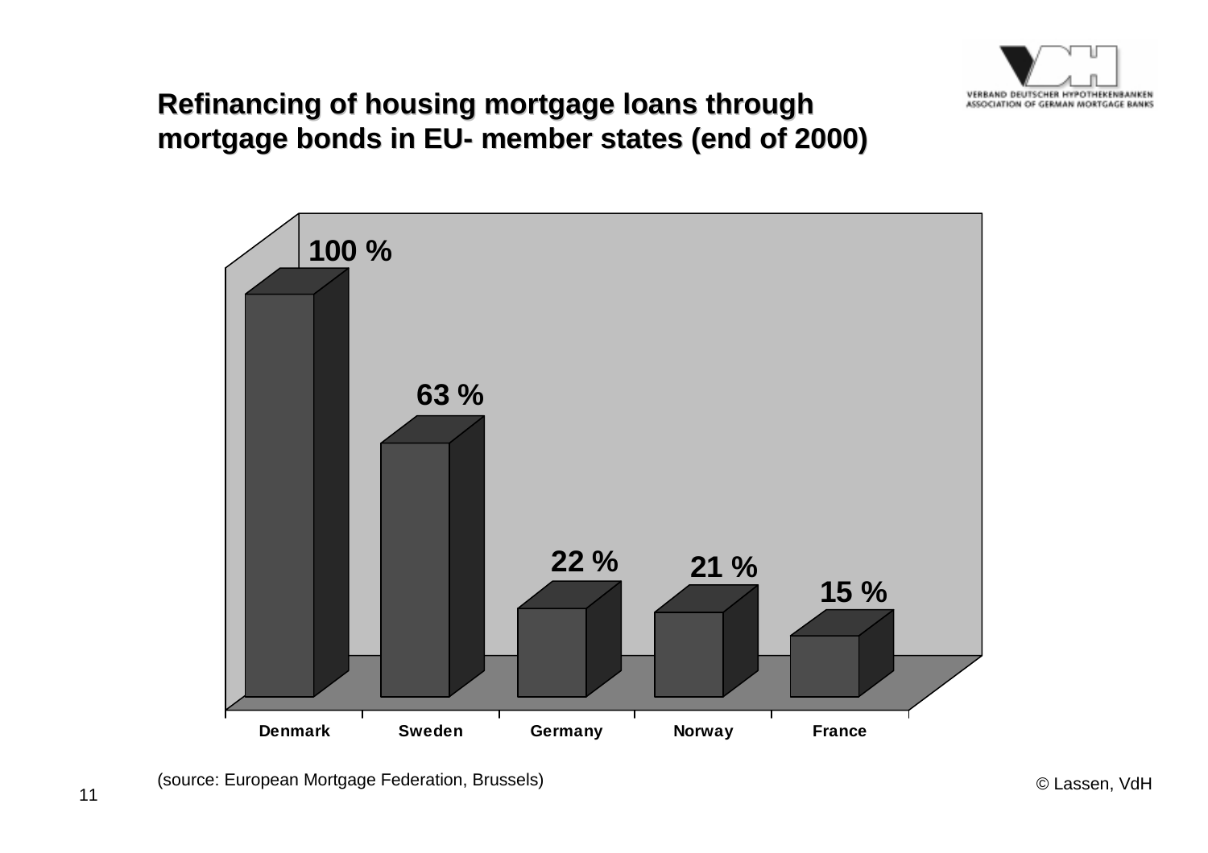## Refinancing of housing mortgage loans through mortgage bonds in EU- member states (end of 2000)

| Country | Share |
|---|---|
| Denmark | 100 % |
| Sweden | 63 % |
| Germany | 22 % |
| Norway | 21 % |
| France | 15 % |

(source: European Mortgage Federation, Brussels)

© Lassen, VdH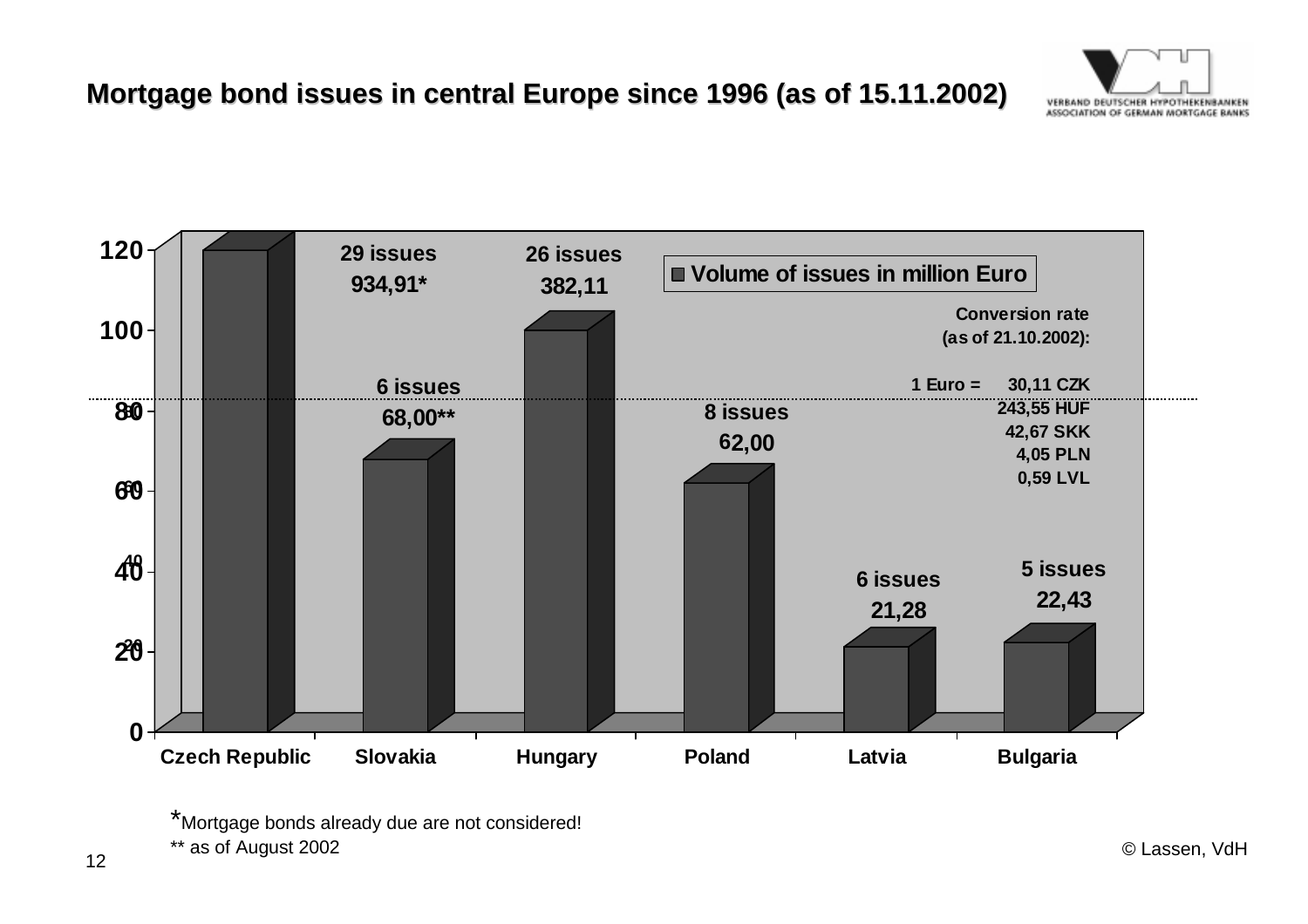## Mortgage bond issues in central Europe since 1996 (as of 15.11.2002)

VERBAND DEUTSCHER HYPOTHEKENBANKEN
ASSOCIATION OF GERMAN MORTGAGE BANKS

■ Volume of issues in million Euro

| Country | Issues | Volume of issues in million Euro |
|---|---|---|
| Czech Republic | 29 issues | 934,91* |
| Slovakia | 6 issues | 68,00** |
| Hungary | 26 issues | 382,11 |
| Poland | 8 issues | 62,00 |
| Latvia | 6 issues | 21,28 |
| Bulgaria | 5 issues | 22,43 |

Conversion rate (as of 21.10.2002):

1 Euro = 30,11 CZK
243,55 HUF
42,67 SKK
4,05 PLN
0,59 LVL

*Mortgage bonds already due are not considered!

** as of August 2002

© Lassen, VdH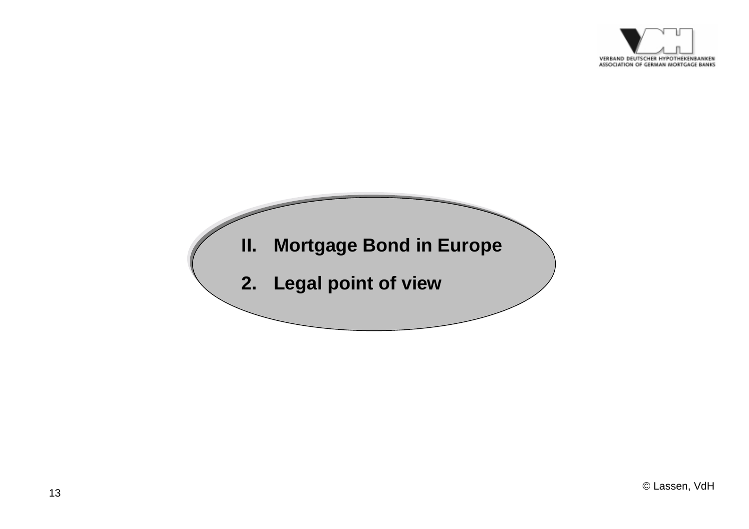## II. Mortgage Bond in Europe

## 2. Legal point of view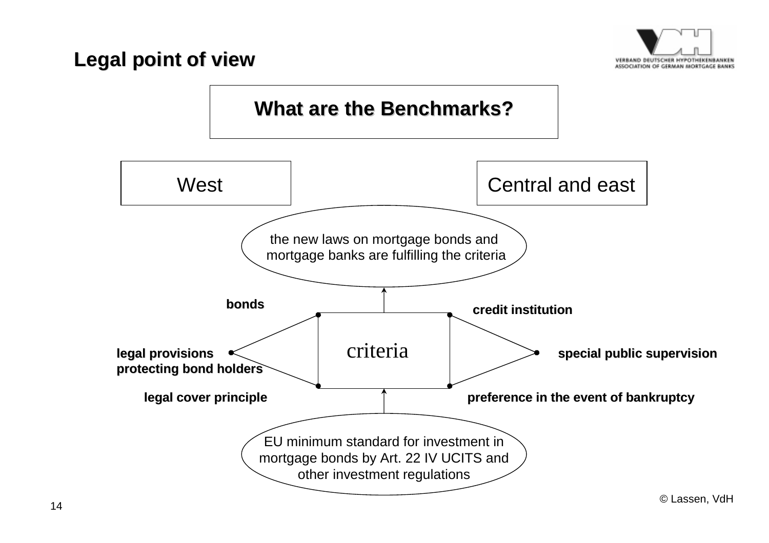## Legal point of view

**What are the Benchmarks?**

West

Central and east

the new laws on mortgage bonds and mortgage banks are fulfilling the criteria

criteria

**bonds**

**legal provisions protecting bond holders**

**legal cover principle**

**credit institution**

**special public supervision**

**preference in the event of bankruptcy**

EU minimum standard for investment in mortgage bonds by Art. 22 IV UCITS and other investment regulations

© Lassen, VdH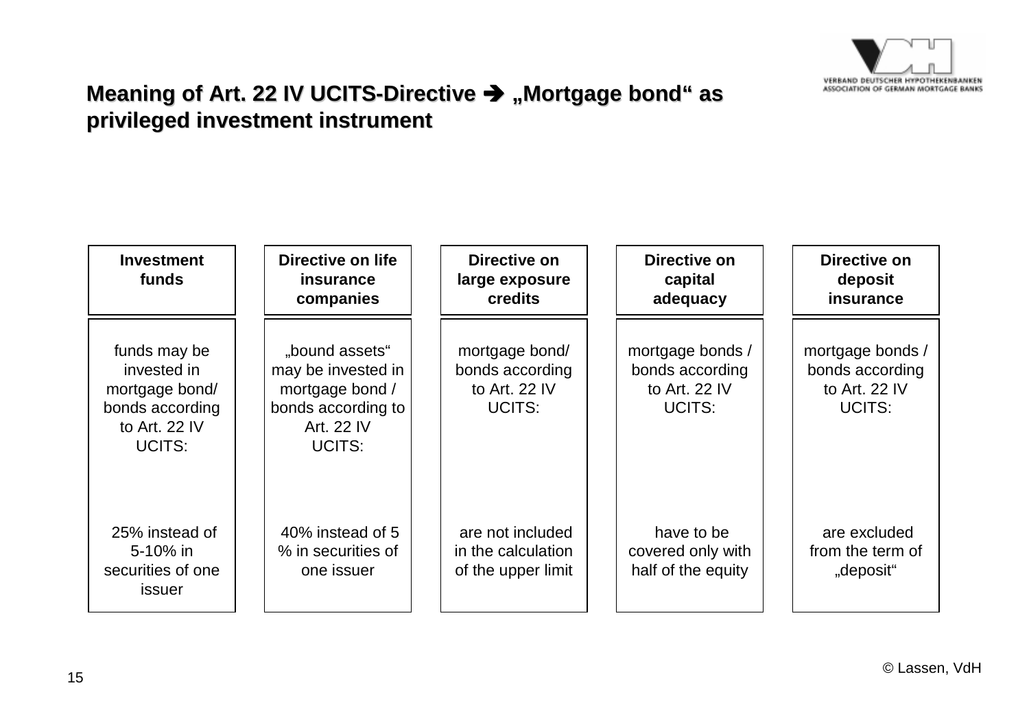# Meaning of Art. 22 IV UCITS-Directive ➔ „Mortgage bond“ as privileged investment instrument

| Investment funds | Directive on life insurance companies | Directive on large exposure credits | Directive on capital adequacy | Directive on deposit insurance |
|---|---|---|---|---|
| funds may be invested in mortgage bond/ bonds according to Art. 22 IV UCITS: 25% instead of 5-10% in securities of one issuer | „bound assets“ may be invested in mortgage bond / bonds according to Art. 22 IV UCITS: 40% instead of 5 % in securities of one issuer | mortgage bond/ bonds according to Art. 22 IV UCITS: are not included in the calculation of the upper limit | mortgage bonds / bonds according to Art. 22 IV UCITS: have to be covered only with half of the equity | mortgage bonds / bonds according to Art. 22 IV UCITS: are excluded from the term of „deposit“ |

© Lassen, VdH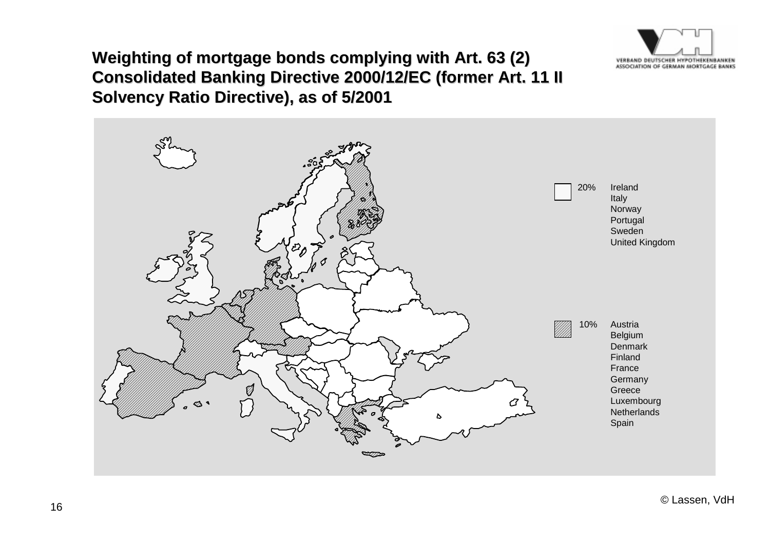# Weighting of mortgage bonds complying with Art. 63 (2) Consolidated Banking Directive 2000/12/EC (former Art. 11 II Solvency Ratio Directive), as of 5/2001

20% — Ireland, Italy, Norway, Portugal, Sweden, United Kingdom

10% — Austria, Belgium, Denmark, Finland, France, Germany, Greece, Luxembourg, Netherlands, Spain

© Lassen, VdH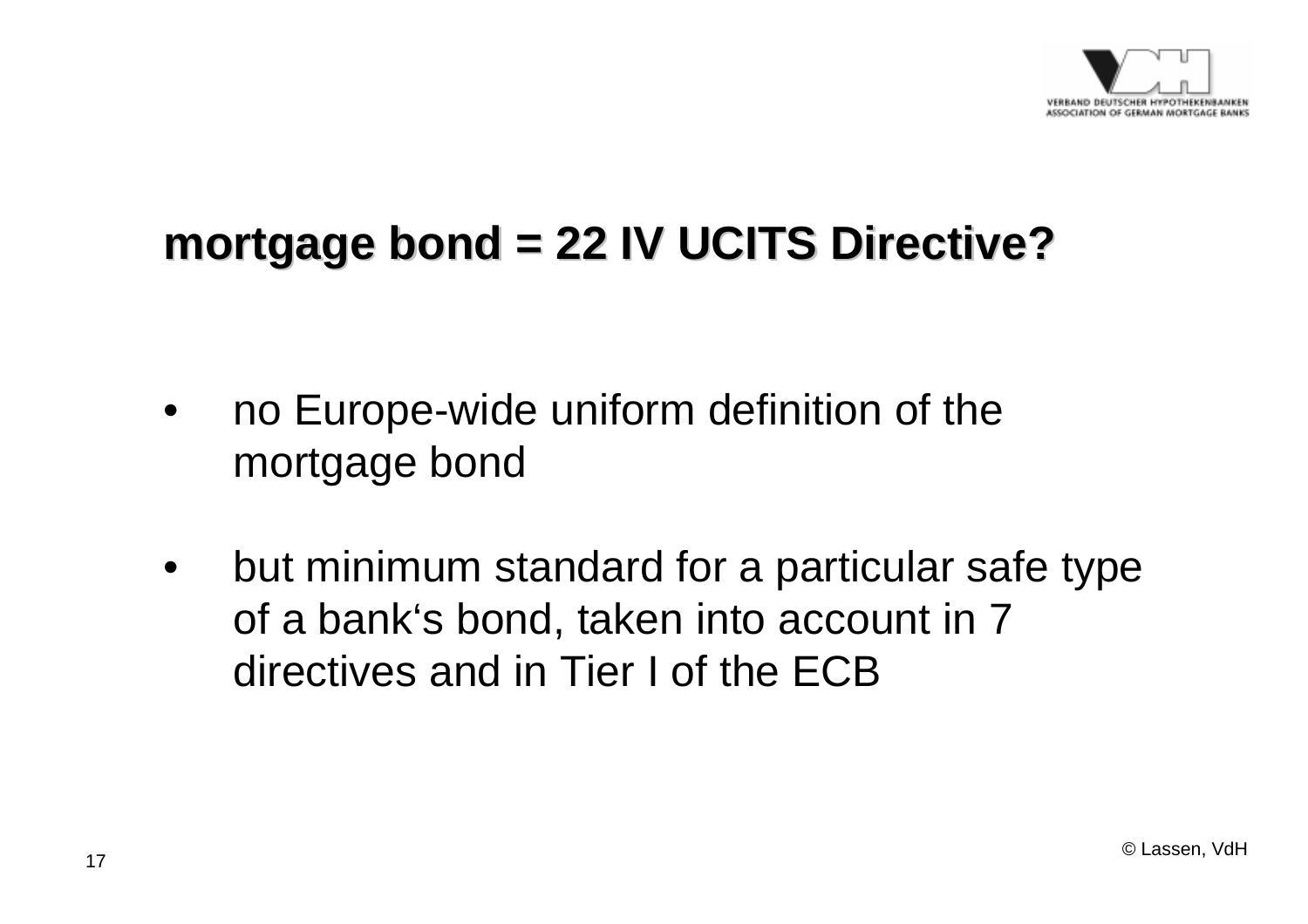## mortgage bond = 22 IV UCITS Directive?

- no Europe-wide uniform definition of the mortgage bond
- but minimum standard for a particular safe type of a bank‘s bond, taken into account in 7 directives and in Tier I of the ECB

© Lassen, VdH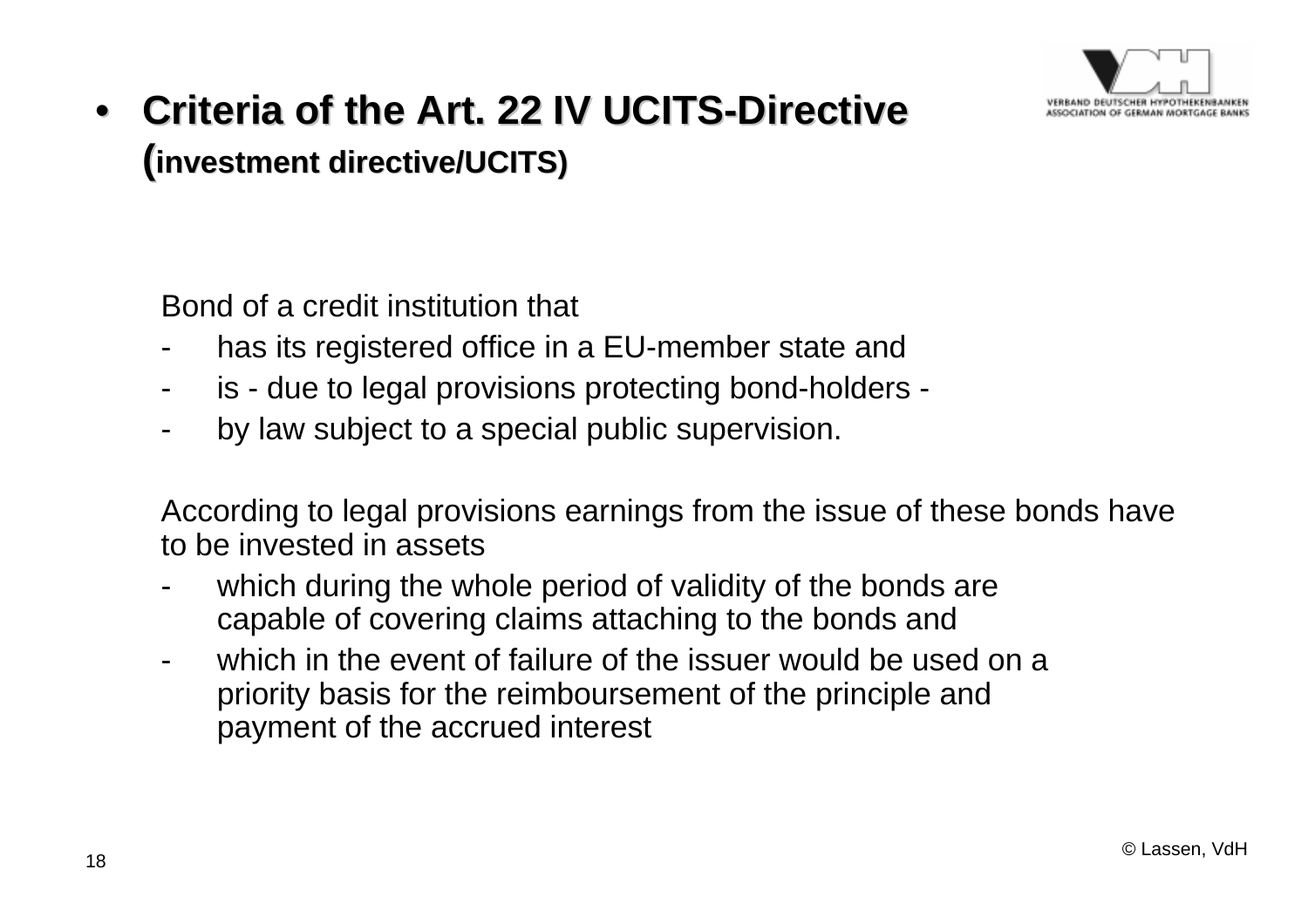- **Criteria of the Art. 22 IV UCITS-Directive (investment directive/UCITS)**

Bond of a credit institution that

- has its registered office in a EU-member state and
- is - due to legal provisions protecting bond-holders -
- by law subject to a special public supervision.

According to legal provisions earnings from the issue of these bonds have to be invested in assets

- which during the whole period of validity of the bonds are capable of covering claims attaching to the bonds and
- which in the event of failure of the issuer would be used on a priority basis for the reimboursement of the principle and payment of the accrued interest

© Lassen, VdH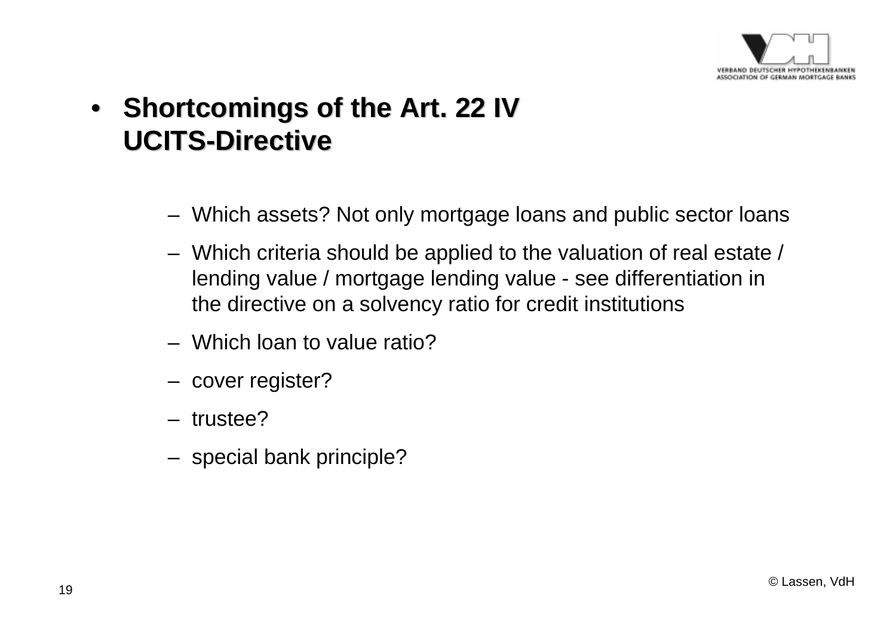- **Shortcomings of the Art. 22 IV UCITS-Directive**

  - Which assets? Not only mortgage loans and public sector loans
  - Which criteria should be applied to the valuation of real estate / lending value / mortgage lending value - see differentiation in the directive on a solvency ratio for credit institutions
  - Which loan to value ratio?
  - cover register?
  - trustee?
  - special bank principle?

© Lassen, VdH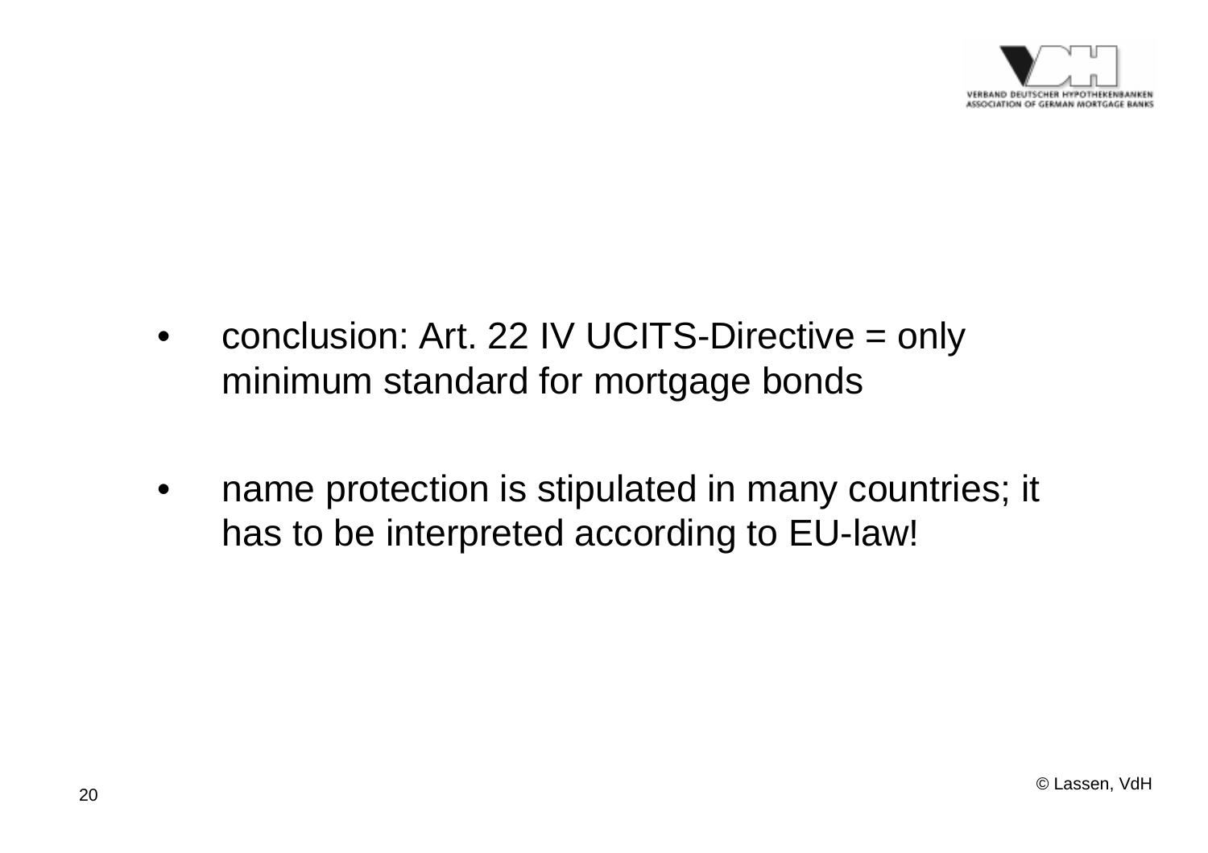- conclusion: Art. 22 IV UCITS-Directive = only minimum standard for mortgage bonds

- name protection is stipulated in many countries; it has to be interpreted according to EU-law!

© Lassen, VdH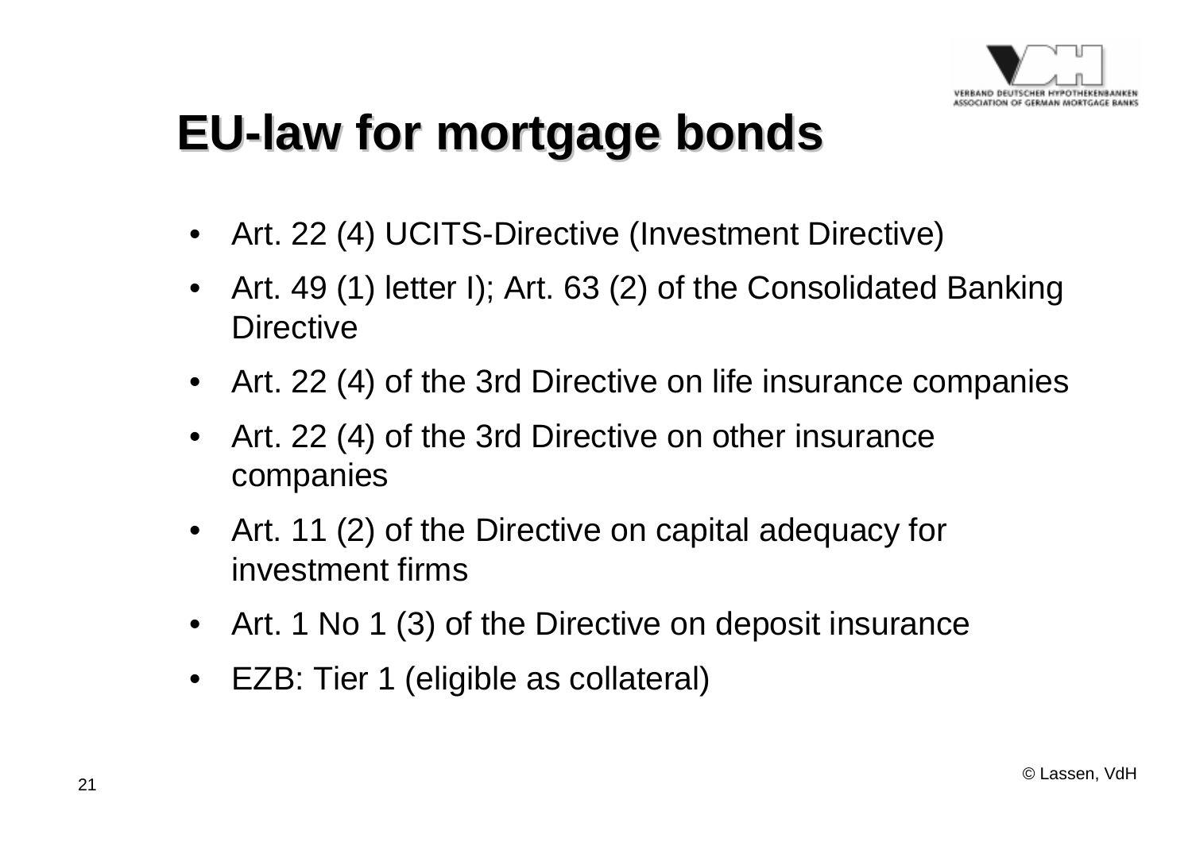# EU-law for mortgage bonds

- Art. 22 (4) UCITS-Directive (Investment Directive)
- Art. 49 (1) letter I); Art. 63 (2) of the Consolidated Banking Directive
- Art. 22 (4) of the 3rd Directive on life insurance companies
- Art. 22 (4) of the 3rd Directive on other insurance companies
- Art. 11 (2) of the Directive on capital adequacy for investment firms
- Art. 1 No 1 (3) of the Directive on deposit insurance
- EZB: Tier 1 (eligible as collateral)

© Lassen, VdH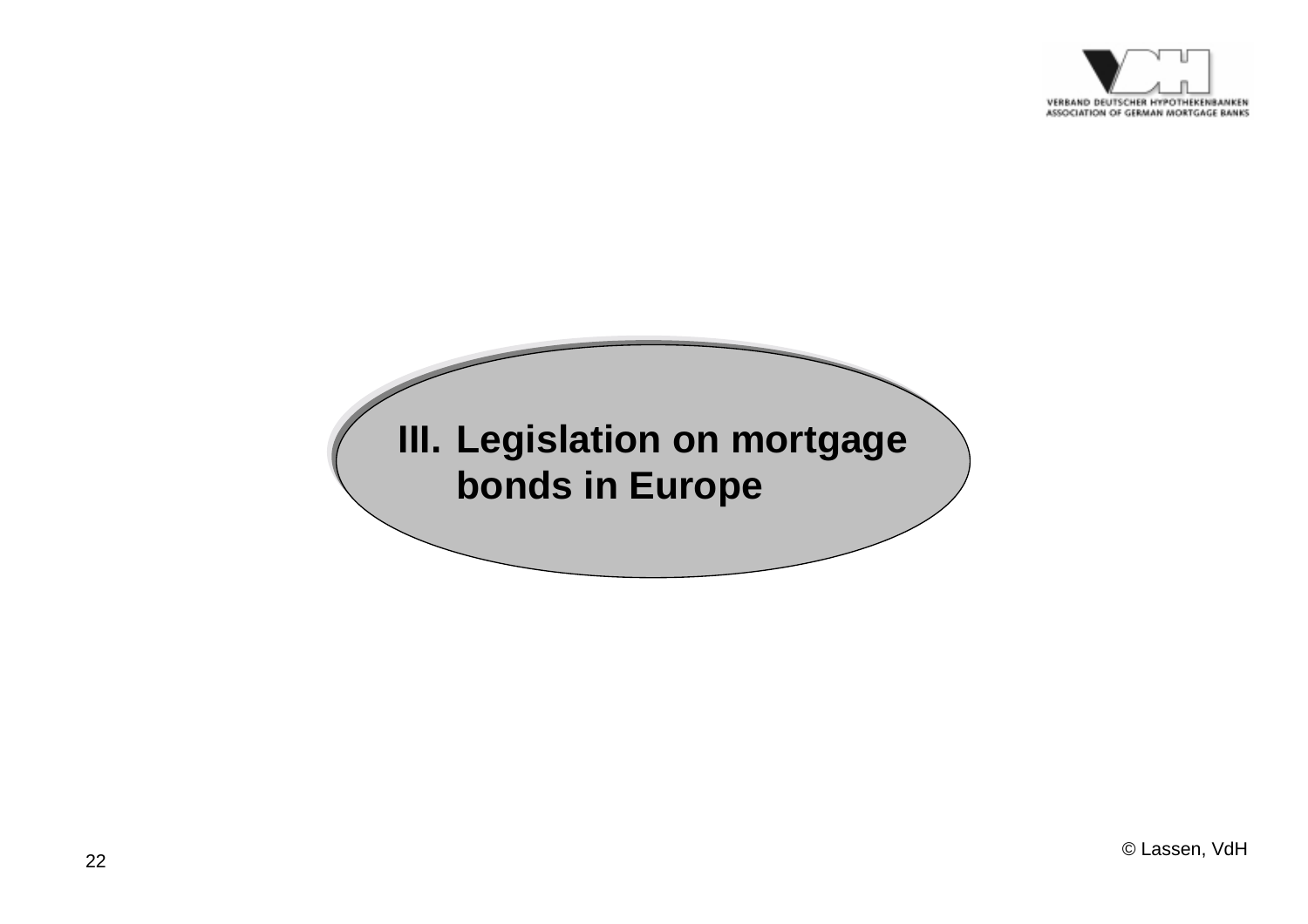# III. Legislation on mortgage bonds in Europe

© Lassen, VdH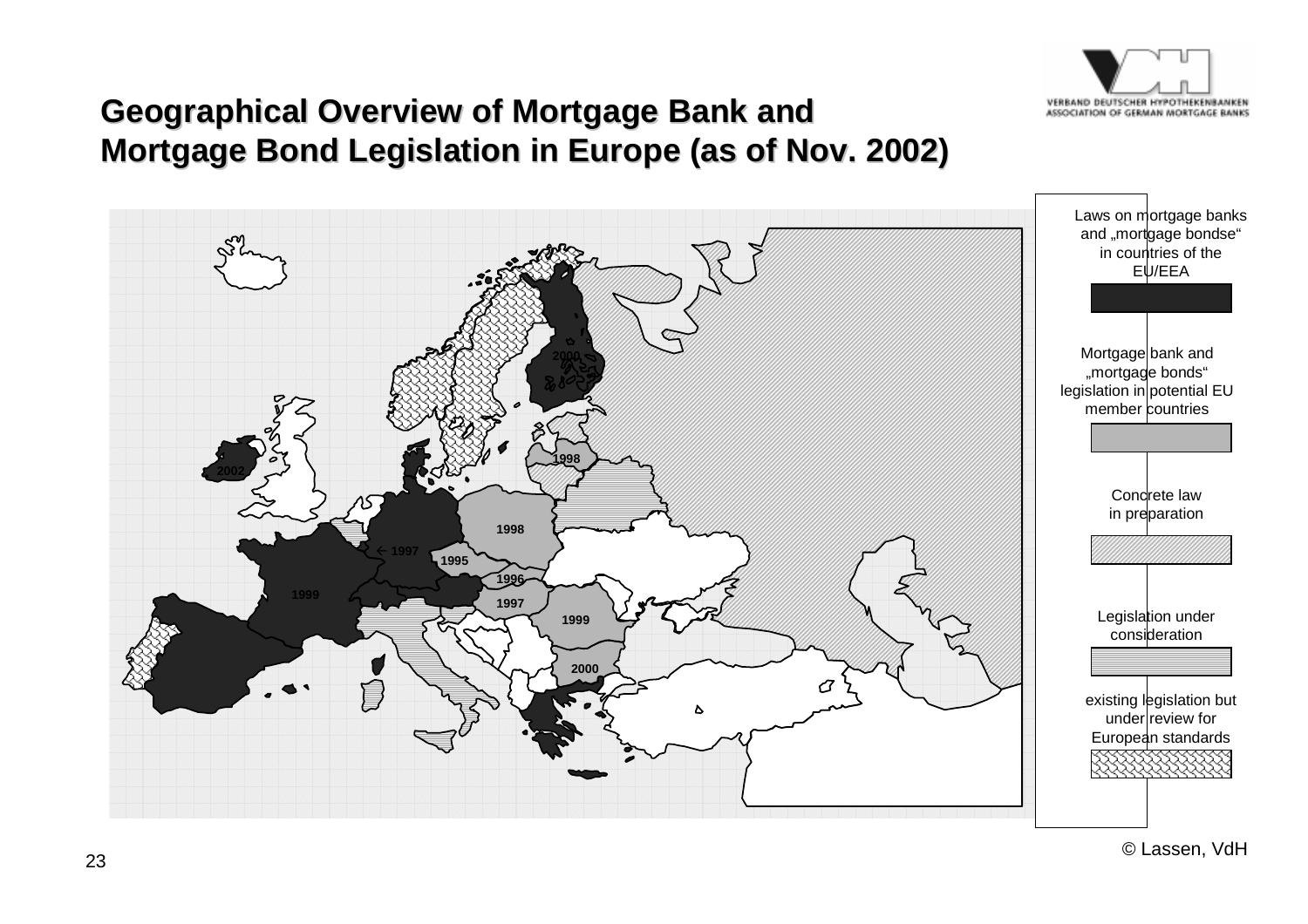# Geographical Overview of Mortgage Bank and Mortgage Bond Legislation in Europe (as of Nov. 2002)

2000

1998

2002

1998

← 1997

1995

1996

1999

1997

1999

2000

Laws on mortgage banks and „mortgage bondse“ in countries of the EU/EEA

Mortgage bank and „mortgage bonds“ legislation in potential EU member countries

Concrete law in preparation

Legislation under consideration

existing legislation but under review for European standards

© Lassen, VdH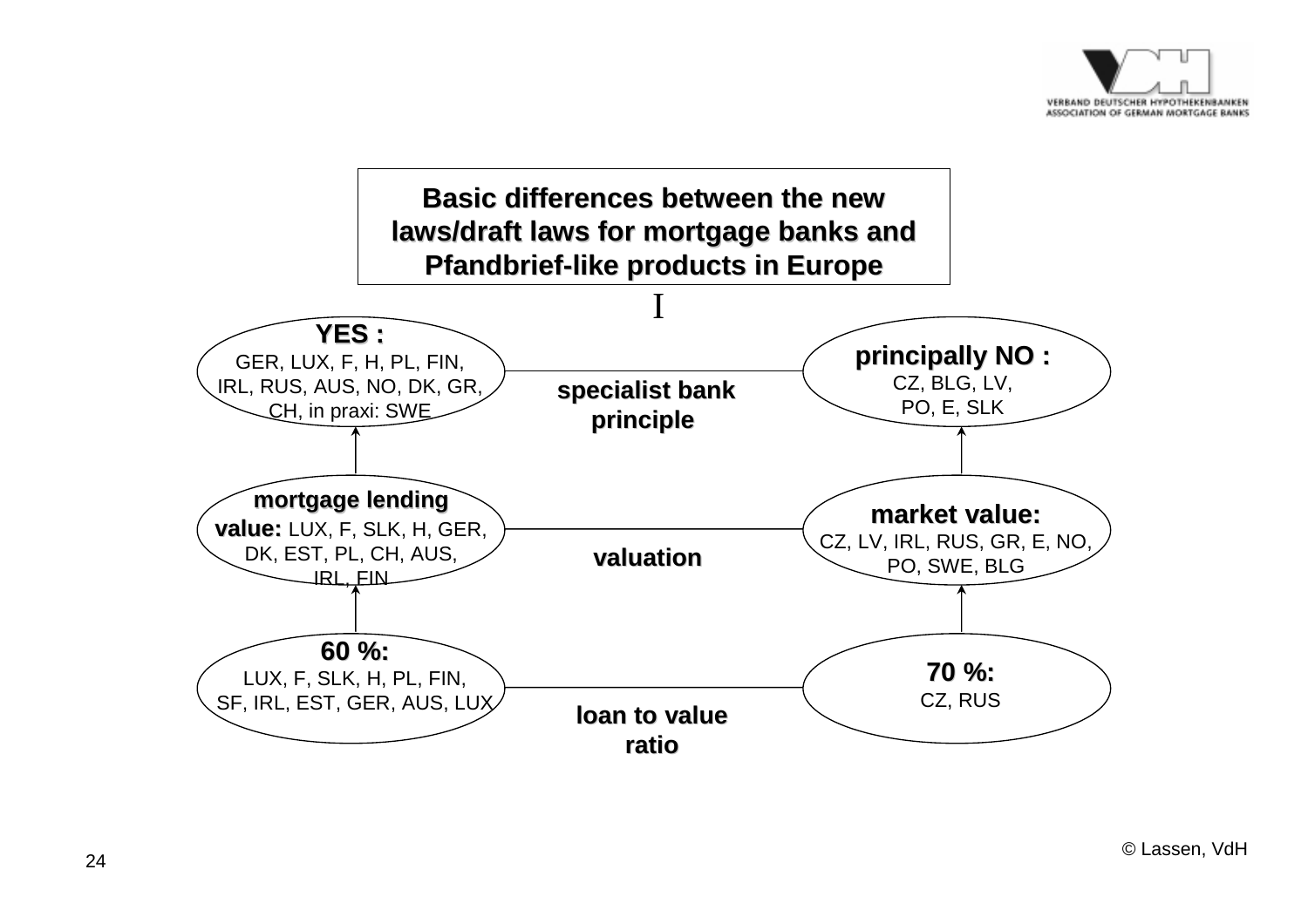# Basic differences between the new laws/draft laws for mortgage banks and Pfandbrief-like products in Europe

I

| | | |
|---|---|---|
| **YES :** GER, LUX, F, H, PL, FIN, IRL, RUS, AUS, NO, DK, GR, CH, in praxi: SWE | **specialist bank principle** | **principally NO :** CZ, BLG, LV, PO, E, SLK |
| **mortgage lending value:** LUX, F, SLK, H, GER, DK, EST, PL, CH, AUS, IRL, FIN | **valuation** | **market value:** CZ, LV, IRL, RUS, GR, E, NO, PO, SWE, BLG |
| **60 %:** LUX, F, SLK, H, PL, FIN, SF, IRL, EST, GER, AUS, LUX | **loan to value ratio** | **70 %:** CZ, RUS |

© Lassen, VdH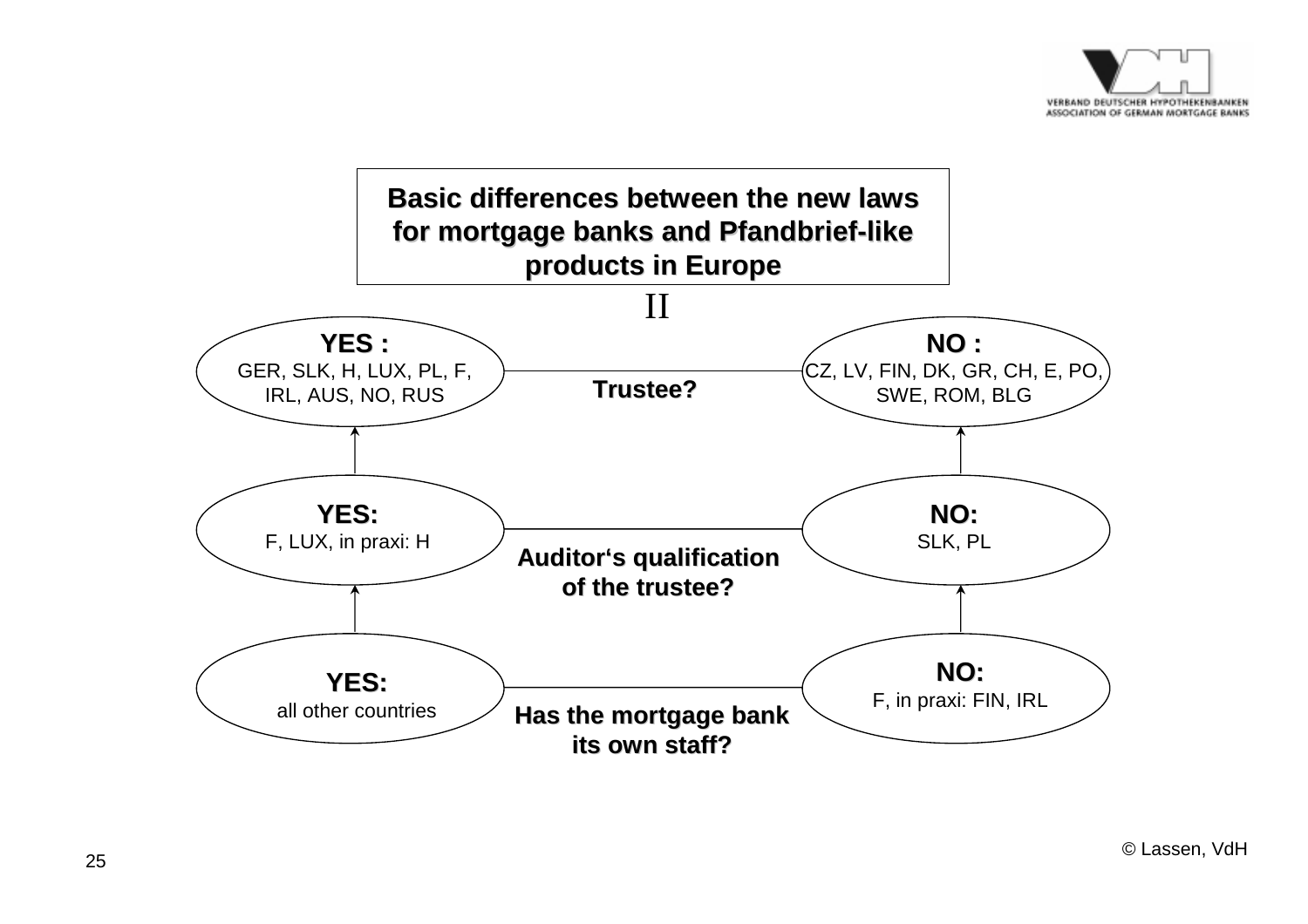## Basic differences between the new laws for mortgage banks and Pfandbrief-like products in Europe

II

| Question | YES | NO |
|---|---|---|
| **Trustee?** | **YES :** GER, SLK, H, LUX, PL, F, IRL, AUS, NO, RUS | **NO :** CZ, LV, FIN, DK, GR, CH, E, PO, SWE, ROM, BLG |
| **Auditor's qualification of the trustee?** | **YES:** F, LUX, in praxi: H | **NO:** SLK, PL |
| **Has the mortgage bank its own staff?** | **YES:** all other countries | **NO:** F, in praxi: FIN, IRL |

© Lassen, VdH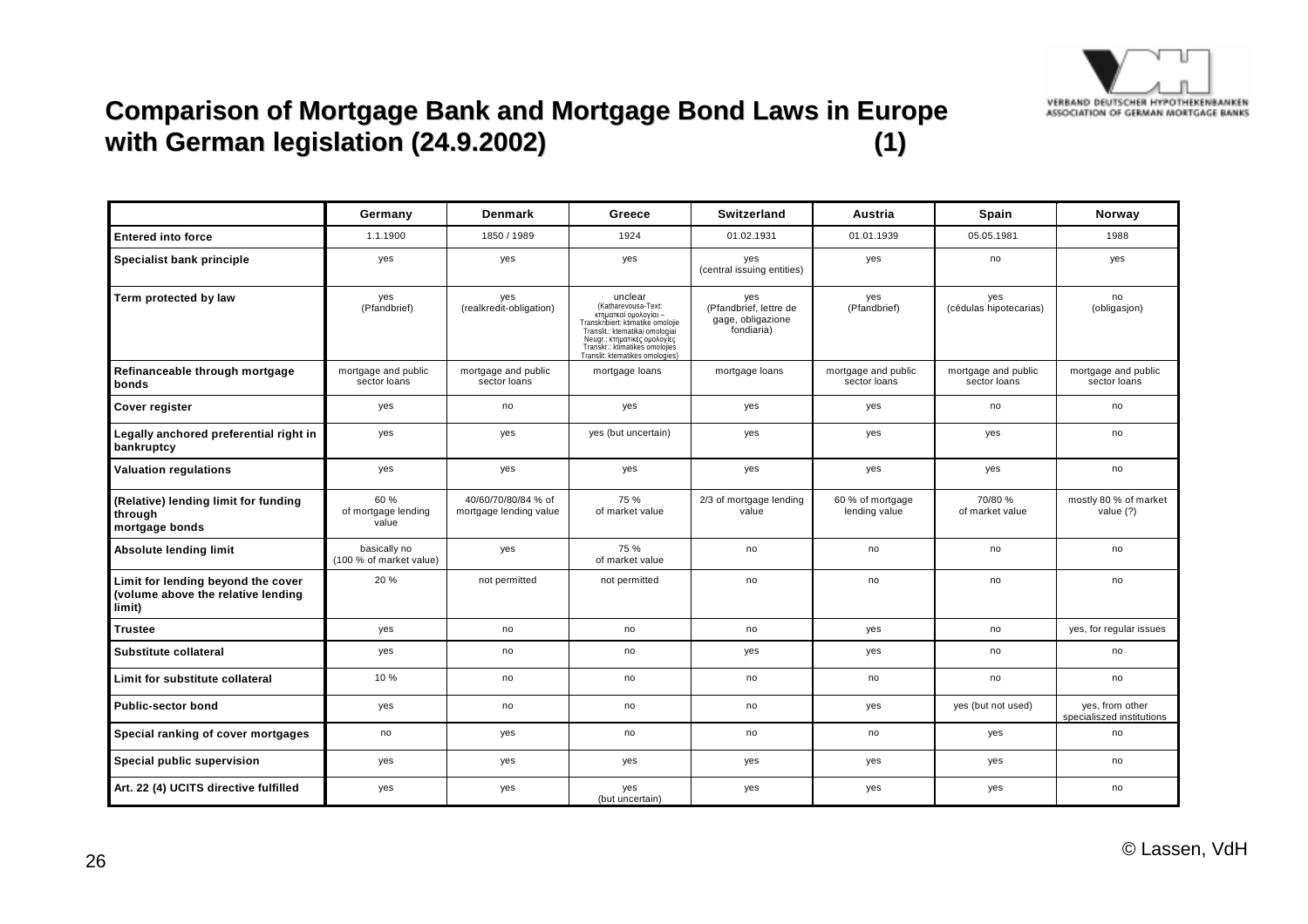## Comparison of Mortgage Bank and Mortgage Bond Laws in Europe with German legislation (24.9.2002) (1)

| | Germany | Denmark | Greece | Switzerland | Austria | Spain | Norway |
|---|---|---|---|---|---|---|---|
| **Entered into force** | 1.1.1900 | 1850 / 1989 | 1924 | 01.02.1931 | 01.01.1939 | 05.05.1981 | 1988 |
| **Specialist bank principle** | yes | yes | yes | yes (central issuing entities) | yes | no | yes |
| **Term protected by law** | yes (Pfandbrief) | yes (realkredit-obligation) | unclear (Katharevousa-Text: κτηματικαί ομολογίαι – Transkribiert: ktimatike omoloije Translit.: ktematikai omologiai Neugr.: κτηματικές ομολογίες Transkr.: ktimatikes omolojies Translit: ktematikes omologies) | yes (Pfandbrief, lettre de gage, obligazione fondiaria) | yes (Pfandbrief) | yes (cédulas hipotecarias) | no (obligasjon) |
| **Refinanceable through mortgage bonds** | mortgage and public sector loans | mortgage and public sector loans | mortgage loans | mortgage loans | mortgage and public sector loans | mortgage and public sector loans | mortgage and public sector loans |
| **Cover register** | yes | no | yes | yes | yes | no | no |
| **Legally anchored preferential right in bankruptcy** | yes | yes | yes (but uncertain) | yes | yes | yes | no |
| **Valuation regulations** | yes | yes | yes | yes | yes | yes | no |
| **(Relative) lending limit for funding through mortgage bonds** | 60 % of mortgage lending value | 40/60/70/80/84 % of mortgage lending value | 75 % of market value | 2/3 of mortgage lending value | 60 % of mortgage lending value | 70/80 % of market value | mostly 80 % of market value (?) |
| **Absolute lending limit** | basically no (100 % of market value) | yes | 75 % of market value | no | no | no | no |
| **Limit for lending beyond the cover (volume above the relative lending limit)** | 20 % | not permitted | not permitted | no | no | no | no |
| **Trustee** | yes | no | no | no | yes | no | yes, for regular issues |
| **Substitute collateral** | yes | no | no | yes | yes | no | no |
| **Limit for substitute collateral** | 10 % | no | no | no | no | no | no |
| **Public-sector bond** | yes | no | no | no | yes | yes (but not used) | yes, from other specialiszed institutions |
| **Special ranking of cover mortgages** | no | yes | no | no | no | yes | no |
| **Special public supervision** | yes | yes | yes | yes | yes | yes | no |
| **Art. 22 (4) UCITS directive fulfilled** | yes | yes | yes (but uncertain) | yes | yes | yes | no |

© Lassen, VdH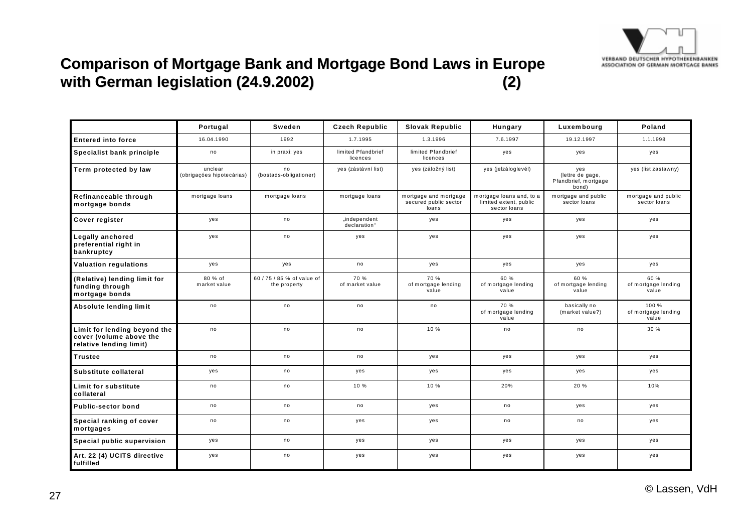# Comparison of Mortgage Bank and Mortgage Bond Laws in Europe with German legislation (24.9.2002) (2)

| | Portugal | Sweden | Czech Republic | Slovak Republic | Hungary | Luxembourg | Poland |
|---|---|---|---|---|---|---|---|
| **Entered into force** | 16.04.1990 | 1992 | 1.7.1995 | 1.3.1996 | 7.6.1997 | 19.12.1997 | 1.1.1998 |
| **Specialist bank principle** | no | in praxi: yes | limited Pfandbrief licences | limited Pfandbrief licences | yes | yes | yes |
| **Term protected by law** | unclear (obrigações hipotecárias) | no (bostads-obligationer) | yes (zástávní list) | yes (záložný list) | yes (jelzáloglevél) | yes (lettre de gage, Pfandbrief, mortgage bond) | yes (list zastawny) |
| **Refinanceable through mortgage bonds** | mortgage loans | mortgage loans | mortgage loans | mortgage and mortgage secured public sector loans | mortgage loans and, to a limited extent, public sector loans | mortgage and public sector loans | mortgage and public sector loans |
| **Cover register** | yes | no | „independent declaration" | yes | yes | yes | yes |
| **Legally anchored preferential right in bankruptcy** | yes | no | yes | yes | yes | yes | yes |
| **Valuation regulations** | yes | yes | no | yes | yes | yes | yes |
| **(Relative) lending limit for funding through mortgage bonds** | 80 % of market value | 60 / 75 / 85 % of value of the property | 70 % of market value | 70 % of mortgage lending value | 60 % of mortgage lending value | 60 % of mortgage lending value | 60 % of mortgage lending value |
| **Absolute lending limit** | no | no | no | no | 70 % of mortgage lending value | basically no (market value?) | 100 % of mortgage lending value |
| **Limit for lending beyond the cover (volume above the relative lending limit)** | no | no | no | 10 % | no | no | 30 % |
| **Trustee** | no | no | no | yes | yes | yes | yes |
| **Substitute collateral** | yes | no | yes | yes | yes | yes | yes |
| **Limit for substitute collateral** | no | no | 10 % | 10 % | 20% | 20 % | 10% |
| **Public-sector bond** | no | no | no | yes | no | yes | yes |
| **Special ranking of cover mortgages** | no | no | yes | yes | no | no | yes |
| **Special public supervision** | yes | no | yes | yes | yes | yes | yes |
| **Art. 22 (4) UCITS directive fulfilled** | yes | no | yes | yes | yes | yes | yes |

© Lassen, VdH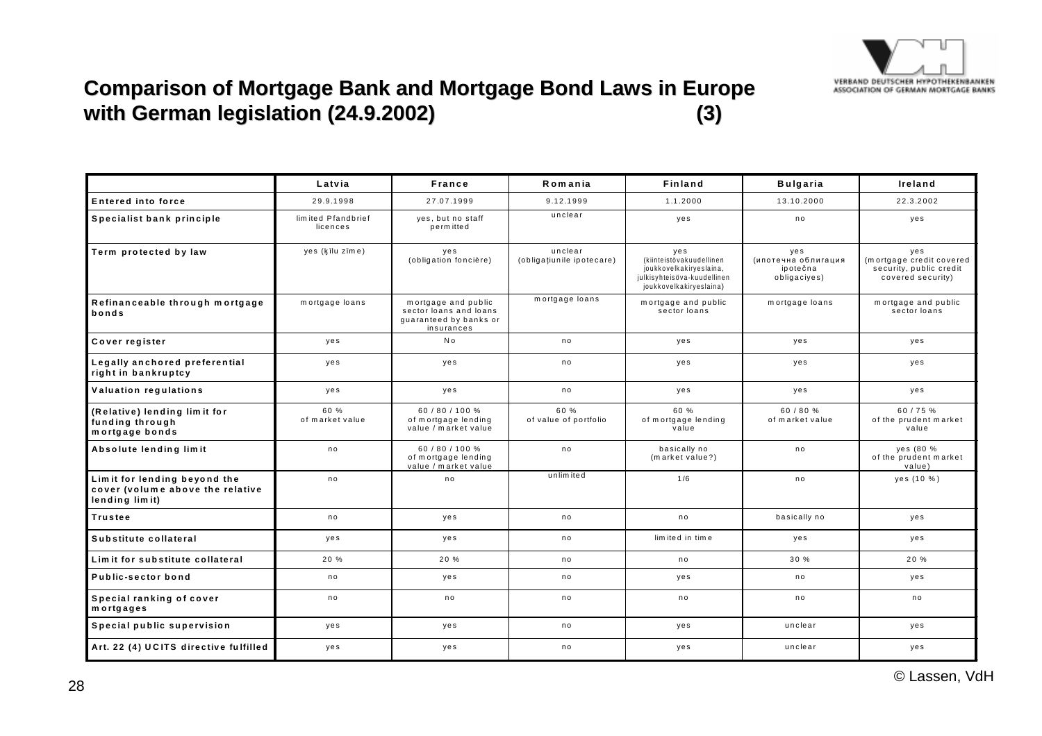# Comparison of Mortgage Bank and Mortgage Bond Laws in Europe with German legislation (24.9.2002) (3)

| | Latvia | France | Romania | Finland | Bulgaria | Ireland |
|---|---|---|---|---|---|---|
| Entered into force | 29.9.1998 | 27.07.1999 | 9.12.1999 | 1.1.2000 | 13.10.2000 | 22.3.2002 |
| Specialist bank principle | limited Pfandbrief licences | yes, but no staff permitted | unclear | yes | no | yes |
| Term protected by law | yes (ķīlu zīme) | yes (obligation foncière) | unclear (obligaţiunile ipotecare) | yes (kiinteistövakuudellinen joukkovelkakiryeslaina, julkisyhteisöva-kuudellinen joukkovelkakiryeslaina) | yes (ипотечна облигация ipotečna obligaciyes) | yes (mortgage credit covered security, public credit covered security) |
| Refinanceable through mortgage bonds | mortgage loans | mortgage and public sector loans and loans guaranteed by banks or insurances | mortgage loans | mortgage and public sector loans | mortgage loans | mortgage and public sector loans |
| Cover register | yes | No | no | yes | yes | yes |
| Legally anchored preferential right in bankruptcy | yes | yes | no | yes | yes | yes |
| Valuation regulations | yes | yes | no | yes | yes | yes |
| (Relative) lending limit for funding through mortgage bonds | 60 % of market value | 60 / 80 / 100 % of mortgage lending value / market value | 60 % of value of portfolio | 60 % of mortgage lending value | 60 / 80 % of market value | 60 / 75 % of the prudent market value |
| Absolute lending limit | no | 60 / 80 / 100 % of mortgage lending value / market value | no | basically no (market value?) | no | yes (80 % of the prudent market value) |
| Limit for lending beyond the cover (volume above the relative lending limit) | no | no | unlimited | 1/6 | no | yes (10 %) |
| Trustee | no | yes | no | no | basically no | yes |
| Substitute collateral | yes | yes | no | limited in time | yes | yes |
| Limit for substitute collateral | 20 % | 20 % | no | no | 30 % | 20 % |
| Public-sector bond | no | yes | no | yes | no | yes |
| Special ranking of cover mortgages | no | no | no | no | no | no |
| Special public supervision | yes | yes | no | yes | unclear | yes |
| Art. 22 (4) UCITS directive fulfilled | yes | yes | no | yes | unclear | yes |

© Lassen, VdH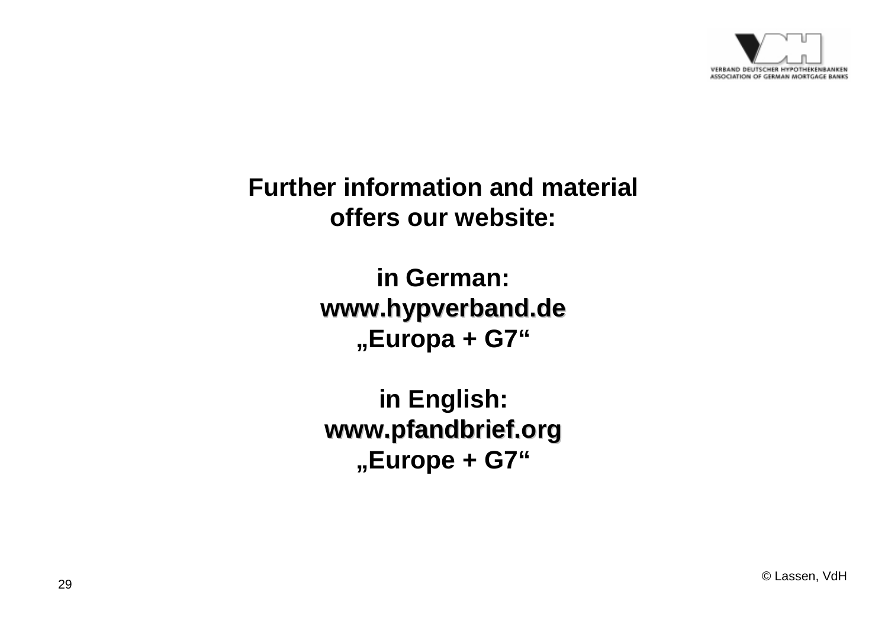**Further information and material offers our website:**

**in German:**
**www.hypverband.de**
**„Europa + G7“**

**in English:**
**www.pfandbrief.org**
**„Europe + G7“**

© Lassen, VdH